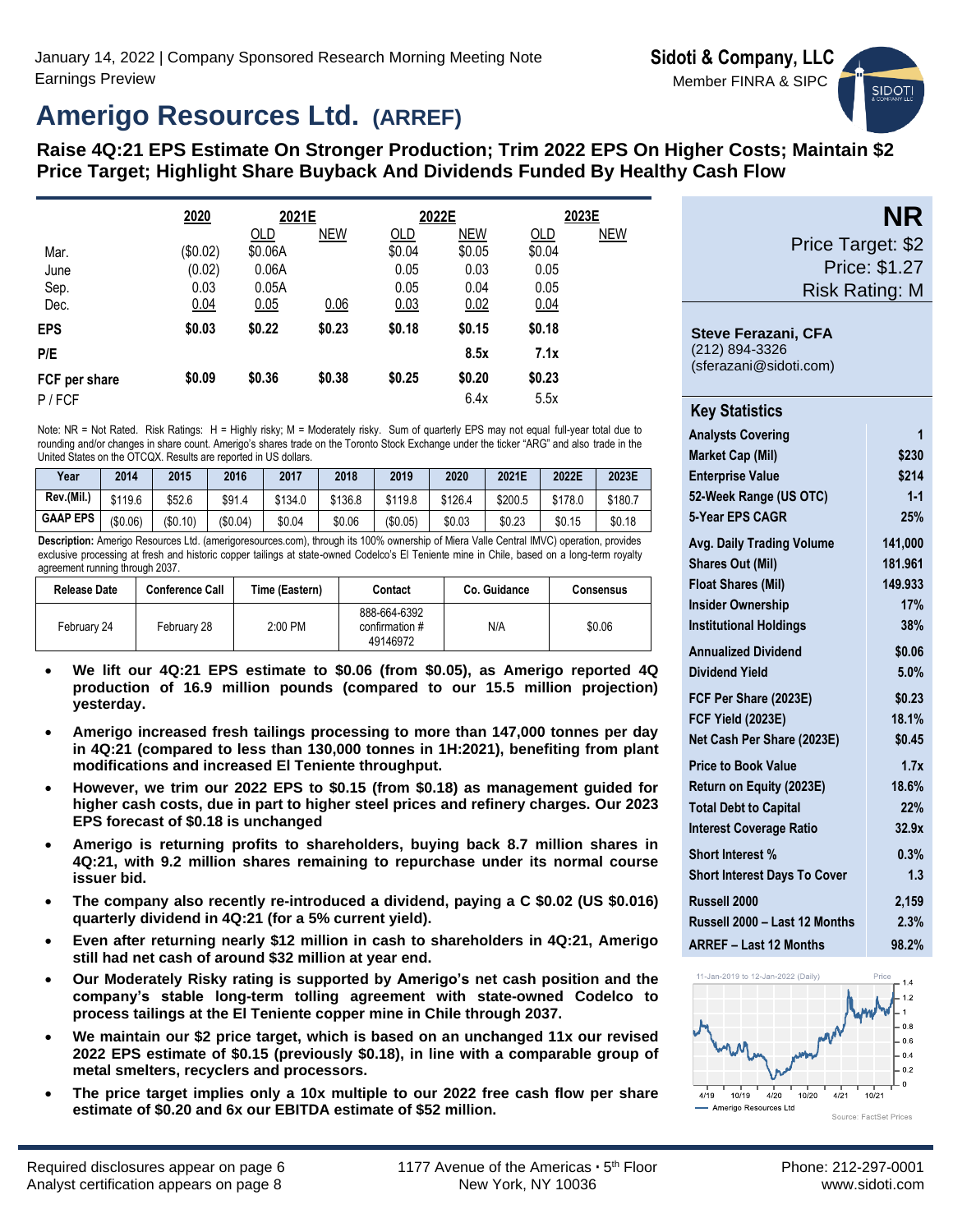January 14, 2022 | Company Sponsored Research Morning Meeting Note
Earnings Preview

**Sidoti & Company, LLC**
Member FINRA & SIPC

# Amerigo Resources Ltd. (ARREF)

## Raise 4Q:21 EPS Estimate On Stronger Production; Trim 2022 EPS On Higher Costs; Maintain $2 Price Target; Highlight Share Buyback And Dividends Funded By Healthy Cash Flow

| | 2020 | 2021E | | 2022E | | 2023E | |
|---|---|---|---|---|---|---|---|
| | | OLD | NEW | OLD | NEW | OLD | NEW |
| Mar. | ($0.02) | $0.06A | | $0.04 | $0.05 | $0.04 | |
| June | (0.02) | 0.06A | | 0.05 | 0.03 | 0.05 | |
| Sep. | 0.03 | 0.05A | | 0.05 | 0.04 | 0.05 | |
| Dec. | 0.04 | 0.05 | 0.06 | 0.03 | 0.02 | 0.04 | |
| **EPS** | **$0.03** | **$0.22** | **$0.23** | **$0.18** | **$0.15** | **$0.18** | |
| **P/E** | | | | | **8.5x** | **7.1x** | |
| **FCF per share** | **$0.09** | **$0.36** | **$0.38** | **$0.25** | **$0.20** | **$0.23** | |
| P / FCF | | | | | 6.4x | 5.5x | |

Note: NR = Not Rated. Risk Ratings: H = Highly risky; M = Moderately risky. Sum of quarterly EPS may not equal full-year total due to rounding and/or changes in share count. Amerigo's shares trade on the Toronto Stock Exchange under the ticker "ARG" and also trade in the United States on the OTCQX. Results are reported in US dollars.

| Year | 2014 | 2015 | 2016 | 2017 | 2018 | 2019 | 2020 | 2021E | 2022E | 2023E |
|---|---|---|---|---|---|---|---|---|---|---|
| Rev.(Mil.) | $119.6 | $52.6 | $91.4 | $134.0 | $136.8 | $119.8 | $126.4 | $200.5 | $178.0 | $180.7 |
| GAAP EPS | ($0.06) | ($0.10) | ($0.04) | $0.04 | $0.06 | ($0.05) | $0.03 | $0.23 | $0.15 | $0.18 |

**Description:** Amerigo Resources Ltd. (amerigoresources.com), through its 100% ownership of Miera Valle Central IMVC) operation, provides exclusive processing at fresh and historic copper tailings at state-owned Codelco's El Teniente mine in Chile, based on a long-term royalty agreement running through 2037.

| Release Date | Conference Call | Time (Eastern) | Contact | Co. Guidance | Consensus |
|---|---|---|---|---|---|
| February 24 | February 28 | 2:00 PM | 888-664-6392 confirmation # 49146972 | N/A | $0.06 |

- **We lift our 4Q:21 EPS estimate to $0.06 (from $0.05), as Amerigo reported 4Q production of 16.9 million pounds (compared to our 15.5 million projection) yesterday.**
- **Amerigo increased fresh tailings processing to more than 147,000 tonnes per day in 4Q:21 (compared to less than 130,000 tonnes in 1H:2021), benefiting from plant modifications and increased El Teniente throughput.**
- **However, we trim our 2022 EPS to $0.15 (from $0.18) as management guided for higher cash costs, due in part to higher steel prices and refinery charges. Our 2023 EPS forecast of $0.18 is unchanged**
- **Amerigo is returning profits to shareholders, buying back 8.7 million shares in 4Q:21, with 9.2 million shares remaining to repurchase under its normal course issuer bid.**
- **The company also recently re-introduced a dividend, paying a C $0.02 (US $0.016) quarterly dividend in 4Q:21 (for a 5% current yield).**
- **Even after returning nearly $12 million in cash to shareholders in 4Q:21, Amerigo still had net cash of around $32 million at year end.**
- **Our Moderately Risky rating is supported by Amerigo's net cash position and the company's stable long-term tolling agreement with state-owned Codelco to process tailings at the El Teniente copper mine in Chile through 2037.**
- **We maintain our $2 price target, which is based on an unchanged 11x our revised 2022 EPS estimate of $0.15 (previously $0.18), in line with a comparable group of metal smelters, recyclers and processors.**
- **The price target implies only a 10x multiple to our 2022 free cash flow per share estimate of $0.20 and 6x our EBITDA estimate of $52 million.**

**NR**
Price Target: $2
Price: $1.27
Risk Rating: M

**Steve Ferazani, CFA**
(212) 894-3326
(sferazani@sidoti.com)

**Key Statistics**

| | |
|---|---|
| Analysts Covering | 1 |
| Market Cap (Mil) | $230 |
| Enterprise Value | $214 |
| 52-Week Range (US OTC) | 1-1 |
| 5-Year EPS CAGR | 25% |
| Avg. Daily Trading Volume | 141,000 |
| Shares Out (Mil) | 181.961 |
| Float Shares (Mil) | 149.933 |
| Insider Ownership | 17% |
| Institutional Holdings | 38% |
| Annualized Dividend | $0.06 |
| Dividend Yield | 5.0% |
| FCF Per Share (2023E) | $0.23 |
| FCF Yield (2023E) | 18.1% |
| Net Cash Per Share (2023E) | $0.45 |
| Price to Book Value | 1.7x |
| Return on Equity (2023E) | 18.6% |
| Total Debt to Capital | 22% |
| Interest Coverage Ratio | 32.9x |
| Short Interest % | 0.3% |
| Short Interest Days To Cover | 1.3 |
| Russell 2000 | 2,159 |
| Russell 2000 – Last 12 Months | 2.3% |
| ARREF – Last 12 Months | 98.2% |

11-Jan-2019 to 12-Jan-2022 (Daily)
Amerigo Resources Ltd
Source: FactSet Prices

Required disclosures appear on page 6
Analyst certification appears on page 8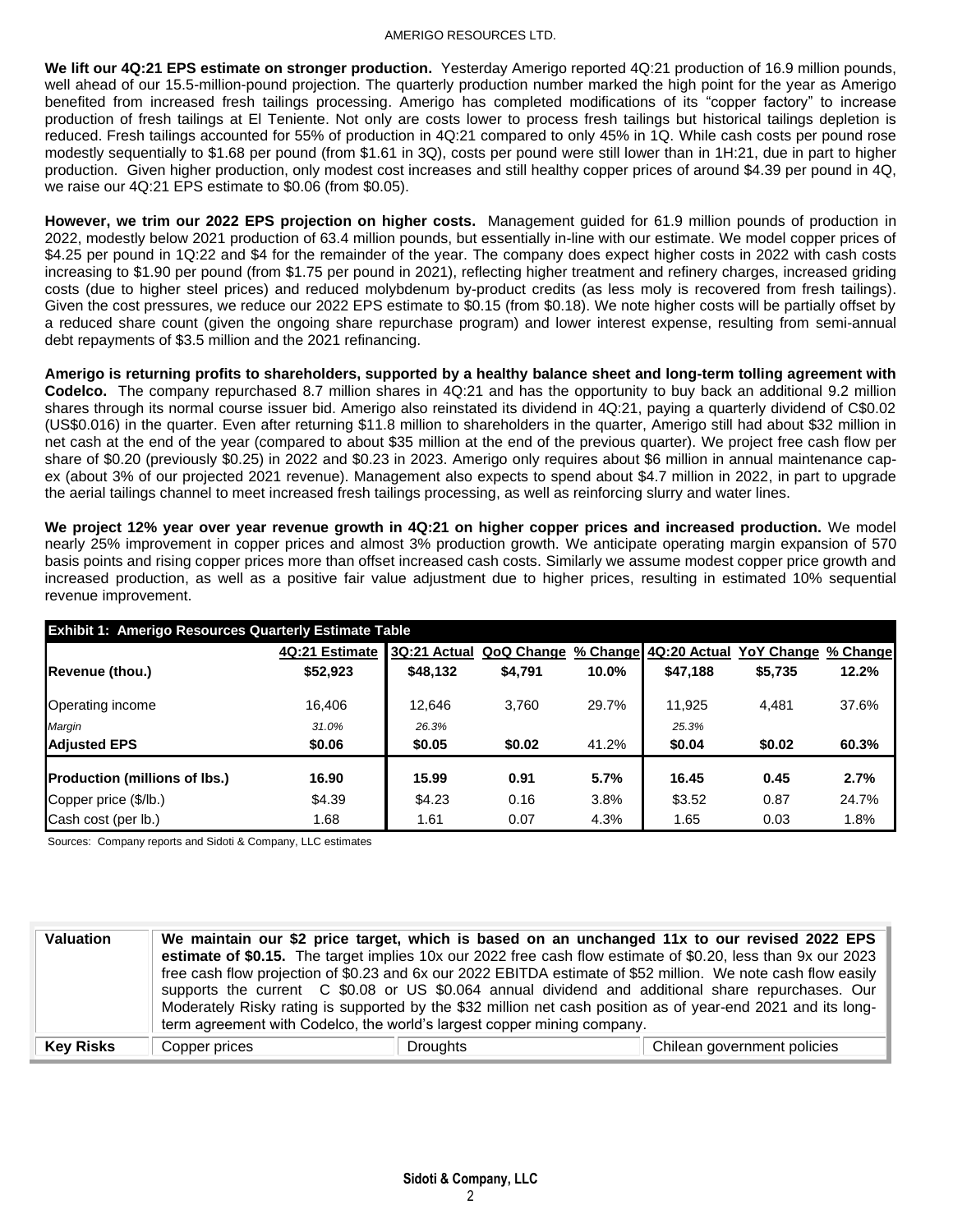**We lift our 4Q:21 EPS estimate on stronger production.** Yesterday Amerigo reported 4Q:21 production of 16.9 million pounds, well ahead of our 15.5-million-pound projection. The quarterly production number marked the high point for the year as Amerigo benefited from increased fresh tailings processing. Amerigo has completed modifications of its "copper factory" to increase production of fresh tailings at El Teniente. Not only are costs lower to process fresh tailings but historical tailings depletion is reduced. Fresh tailings accounted for 55% of production in 4Q:21 compared to only 45% in 1Q. While cash costs per pound rose modestly sequentially to $1.68 per pound (from $1.61 in 3Q), costs per pound were still lower than in 1H:21, due in part to higher production. Given higher production, only modest cost increases and still healthy copper prices of around $4.39 per pound in 4Q, we raise our 4Q:21 EPS estimate to $0.06 (from $0.05).

**However, we trim our 2022 EPS projection on higher costs.** Management guided for 61.9 million pounds of production in 2022, modestly below 2021 production of 63.4 million pounds, but essentially in-line with our estimate. We model copper prices of $4.25 per pound in 1Q:22 and $4 for the remainder of the year. The company does expect higher costs in 2022 with cash costs increasing to $1.90 per pound (from $1.75 per pound in 2021), reflecting higher treatment and refinery charges, increased griding costs (due to higher steel prices) and reduced molybdenum by-product credits (as less moly is recovered from fresh tailings). Given the cost pressures, we reduce our 2022 EPS estimate to $0.15 (from $0.18). We note higher costs will be partially offset by a reduced share count (given the ongoing share repurchase program) and lower interest expense, resulting from semi-annual debt repayments of $3.5 million and the 2021 refinancing.

**Amerigo is returning profits to shareholders, supported by a healthy balance sheet and long-term tolling agreement with Codelco.** The company repurchased 8.7 million shares in 4Q:21 and has the opportunity to buy back an additional 9.2 million shares through its normal course issuer bid. Amerigo also reinstated its dividend in 4Q:21, paying a quarterly dividend of C$0.02 (US$0.016) in the quarter. Even after returning $11.8 million to shareholders in the quarter, Amerigo still had about $32 million in net cash at the end of the year (compared to about $35 million at the end of the previous quarter). We project free cash flow per share of $0.20 (previously $0.25) in 2022 and $0.23 in 2023. Amerigo only requires about $6 million in annual maintenance cap-ex (about 3% of our projected 2021 revenue). Management also expects to spend about $4.7 million in 2022, in part to upgrade the aerial tailings channel to meet increased fresh tailings processing, as well as reinforcing slurry and water lines.

**We project 12% year over year revenue growth in 4Q:21 on higher copper prices and increased production.** We model nearly 25% improvement in copper prices and almost 3% production growth. We anticipate operating margin expansion of 570 basis points and rising copper prices more than offset increased cash costs. Similarly we assume modest copper price growth and increased production, as well as a positive fair value adjustment due to higher prices, resulting in estimated 10% sequential revenue improvement.

**Exhibit 1: Amerigo Resources Quarterly Estimate Table**

| | 4Q:21 Estimate | 3Q:21 Actual | QoQ Change | % Change | 4Q:20 Actual | YoY Change | % Change |
|---|---|---|---|---|---|---|---|
| **Revenue (thou.)** | **$52,923** | **$48,132** | **$4,791** | **10.0%** | **$47,188** | **$5,735** | **12.2%** |
| Operating income | 16,406 | 12,646 | 3,760 | 29.7% | 11,925 | 4,481 | 37.6% |
| *Margin* | *31.0%* | *26.3%* | | | *25.3%* | | |
| **Adjusted EPS** | **$0.06** | **$0.05** | **$0.02** | 41.2% | **$0.04** | **$0.02** | **60.3%** |
| **Production (millions of lbs.)** | **16.90** | **15.99** | **0.91** | **5.7%** | **16.45** | **0.45** | **2.7%** |
| Copper price ($/lb.) | $4.39 | $4.23 | 0.16 | 3.8% | $3.52 | 0.87 | 24.7% |
| Cash cost (per lb.) | 1.68 | 1.61 | 0.07 | 4.3% | 1.65 | 0.03 | 1.8% |

Sources: Company reports and Sidoti & Company, LLC estimates

| | | | |
|---|---|---|---|
| **Valuation** | **We maintain our $2 price target, which is based on an unchanged 11x to our revised 2022 EPS estimate of $0.15.** The target implies 10x our 2022 free cash flow estimate of $0.20, less than 9x our 2023 free cash flow projection of $0.23 and 6x our 2022 EBITDA estimate of $52 million. We note cash flow easily supports the current C $0.08 or US $0.064 annual dividend and additional share repurchases. Our Moderately Risky rating is supported by the $32 million net cash position as of year-end 2021 and its long-term agreement with Codelco, the world's largest copper mining company. | | |
| **Key Risks** | Copper prices | Droughts | Chilean government policies |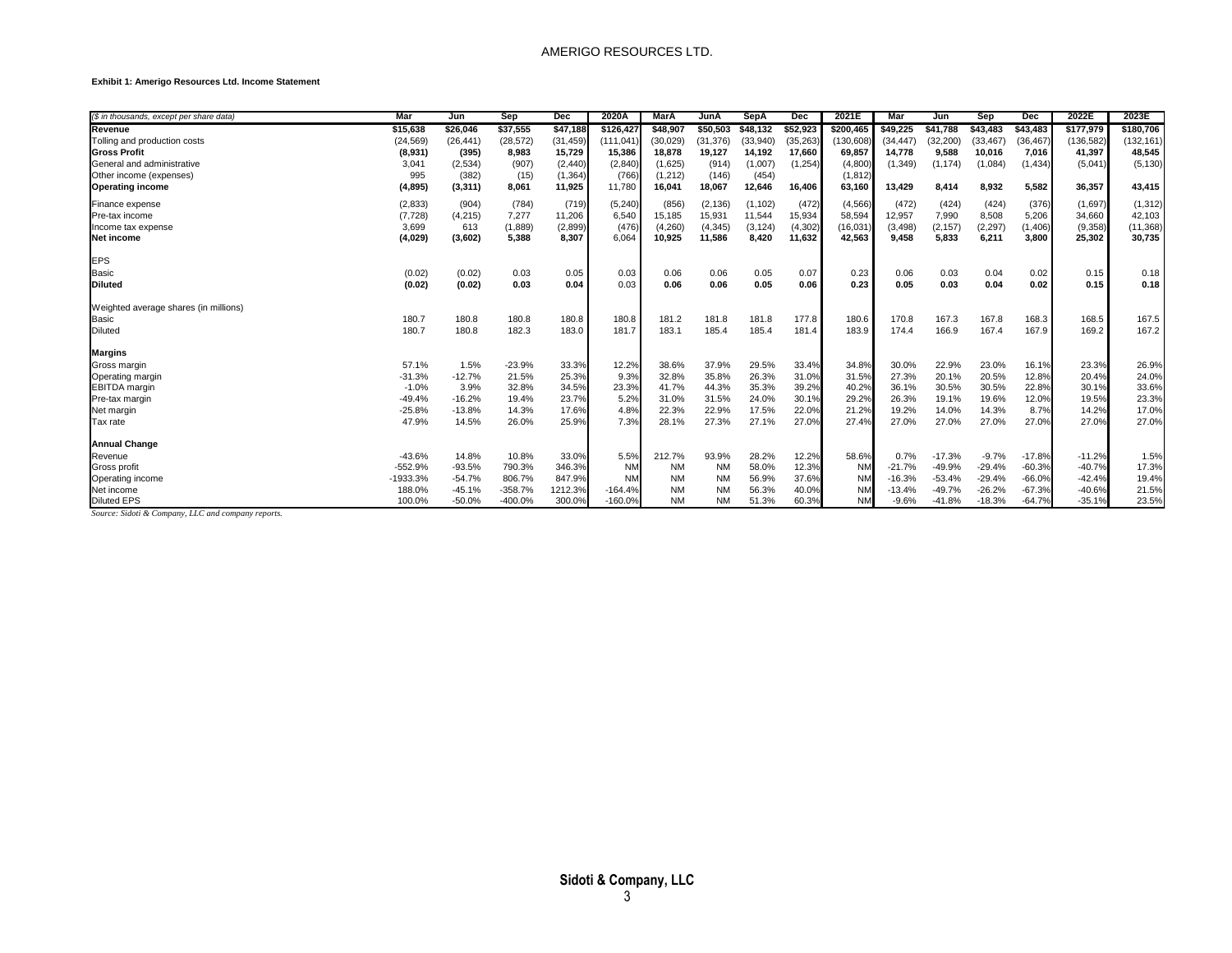**Exhibit 1: Amerigo Resources Ltd. Income Statement**

| ($ in thousands, except per share data) | Mar | Jun | Sep | Dec | 2020A | MarA | JunA | SepA | Dec | 2021E | Mar | Jun | Sep | Dec | 2022E | 2023E |
|---|---|---|---|---|---|---|---|---|---|---|---|---|---|---|---|---|
| **Revenue** | **$15,638** | **$26,046** | **$37,555** | **$47,188** | **$126,427** | **$48,907** | **$50,503** | **$48,132** | **$52,923** | **$200,465** | **$49,225** | **$41,788** | **$43,483** | **$43,483** | **$177,979** | **$180,706** |
| Tolling and production costs | (24,569) | (26,441) | (28,572) | (31,459) | (111,041) | (30,029) | (31,376) | (33,940) | (35,263) | (130,608) | (34,447) | (32,200) | (33,467) | (36,467) | (136,582) | (132,161) |
| **Gross Profit** | **(8,931)** | **(395)** | **8,983** | **15,729** | **15,386** | **18,878** | **19,127** | **14,192** | **17,660** | **69,857** | **14,778** | **9,588** | **10,016** | **7,016** | **41,397** | **48,545** |
| General and administrative | 3,041 | (2,534) | (907) | (2,440) | (2,840) | (1,625) | (914) | (1,007) | (1,254) | (4,800) | (1,349) | (1,174) | (1,084) | (1,434) | (5,041) | (5,130) |
| Other income (expenses) | 995 | (382) | (15) | (1,364) | (766) | (1,212) | (146) | (454) | | (1,812) | | | | | | |
| **Operating income** | **(4,895)** | **(3,311)** | **8,061** | **11,925** | 11,780 | **16,041** | **18,067** | **12,646** | **16,406** | **63,160** | **13,429** | **8,414** | **8,932** | **5,582** | **36,357** | **43,415** |
| Finance expense | (2,833) | (904) | (784) | (719) | (5,240) | (856) | (2,136) | (1,102) | (472) | (4,566) | (472) | (424) | (424) | (376) | (1,697) | (1,312) |
| Pre-tax income | (7,728) | (4,215) | 7,277 | 11,206 | 6,540 | 15,185 | 15,931 | 11,544 | 15,934 | 58,594 | 12,957 | 7,990 | 8,508 | 5,206 | 34,660 | 42,103 |
| Income tax expense | 3,699 | 613 | (1,889) | (2,899) | (476) | (4,260) | (4,345) | (3,124) | (4,302) | (16,031) | (3,498) | (2,157) | (2,297) | (1,406) | (9,358) | (11,368) |
| **Net income** | **(4,029)** | **(3,602)** | **5,388** | **8,307** | 6,064 | **10,925** | **11,586** | **8,420** | **11,632** | **42,563** | **9,458** | **5,833** | **6,211** | **3,800** | **25,302** | **30,735** |
| EPS | | | | | | | | | | | | | | | | |
| Basic | (0.02) | (0.02) | 0.03 | 0.05 | 0.03 | 0.06 | 0.06 | 0.05 | 0.07 | 0.23 | 0.06 | 0.03 | 0.04 | 0.02 | 0.15 | 0.18 |
| **Diluted** | **(0.02)** | **(0.02)** | **0.03** | **0.04** | 0.03 | **0.06** | **0.06** | **0.05** | **0.06** | **0.23** | **0.05** | **0.03** | **0.04** | **0.02** | **0.15** | **0.18** |
| Weighted average shares (in millions) | | | | | | | | | | | | | | | | |
| Basic | 180.7 | 180.8 | 180.8 | 180.8 | 180.8 | 181.2 | 181.8 | 181.8 | 177.8 | 180.6 | 170.8 | 167.3 | 167.8 | 168.3 | 168.5 | 167.5 |
| Diluted | 180.7 | 180.8 | 182.3 | 183.0 | 181.7 | 183.1 | 185.4 | 185.4 | 181.4 | 183.9 | 174.4 | 166.9 | 167.4 | 167.9 | 169.2 | 167.2 |
| **Margins** | | | | | | | | | | | | | | | | |
| Gross margin | 57.1% | 1.5% | -23.9% | 33.3% | 12.2% | 38.6% | 37.9% | 29.5% | 33.4% | 34.8% | 30.0% | 22.9% | 23.0% | 16.1% | 23.3% | 26.9% |
| Operating margin | -31.3% | -12.7% | 21.5% | 25.3% | 9.3% | 32.8% | 35.8% | 26.3% | 31.0% | 31.5% | 27.3% | 20.1% | 20.5% | 12.8% | 20.4% | 24.0% |
| EBITDA margin | -1.0% | 3.9% | 32.8% | 34.5% | 23.3% | 41.7% | 44.3% | 35.3% | 39.2% | 40.2% | 36.1% | 30.5% | 30.5% | 22.8% | 30.1% | 33.6% |
| Pre-tax margin | -49.4% | -16.2% | 19.4% | 23.7% | 5.2% | 31.0% | 31.5% | 24.0% | 30.1% | 29.2% | 26.3% | 19.1% | 19.6% | 12.0% | 19.5% | 23.3% |
| Net margin | -25.8% | -13.8% | 14.3% | 17.6% | 4.8% | 22.3% | 22.9% | 17.5% | 22.0% | 21.2% | 19.2% | 14.0% | 14.3% | 8.7% | 14.2% | 17.0% |
| Tax rate | 47.9% | 14.5% | 26.0% | 25.9% | 7.3% | 28.1% | 27.3% | 27.1% | 27.0% | 27.4% | 27.0% | 27.0% | 27.0% | 27.0% | 27.0% | 27.0% |
| **Annual Change** | | | | | | | | | | | | | | | | |
| Revenue | -43.6% | 14.8% | 10.8% | 33.0% | 5.5% | 212.7% | 93.9% | 28.2% | 12.2% | 58.6% | 0.7% | -17.3% | -9.7% | -17.8% | -11.2% | 1.5% |
| Gross profit | -552.9% | -93.5% | 790.3% | 346.3% | NM | NM | NM | 58.0% | 12.3% | NM | -21.7% | -49.9% | -29.4% | -60.3% | -40.7% | 17.3% |
| Operating income | -1933.3% | -54.7% | 806.7% | 847.9% | NM | NM | NM | 56.9% | 37.6% | NM | -16.3% | -53.4% | -29.4% | -66.0% | -42.4% | 19.4% |
| Net income | 188.0% | -45.1% | -358.7% | 1212.3% | -164.4% | NM | NM | 56.3% | 40.0% | NM | -13.4% | -49.7% | -26.2% | -67.3% | -40.6% | 21.5% |
| Diluted EPS | 100.0% | -50.0% | -400.0% | 300.0% | -160.0% | NM | NM | 51.3% | 60.3% | NM | -9.6% | -41.8% | -18.3% | -64.7% | -35.1% | 23.5% |

*Source: Sidoti & Company, LLC and company reports.*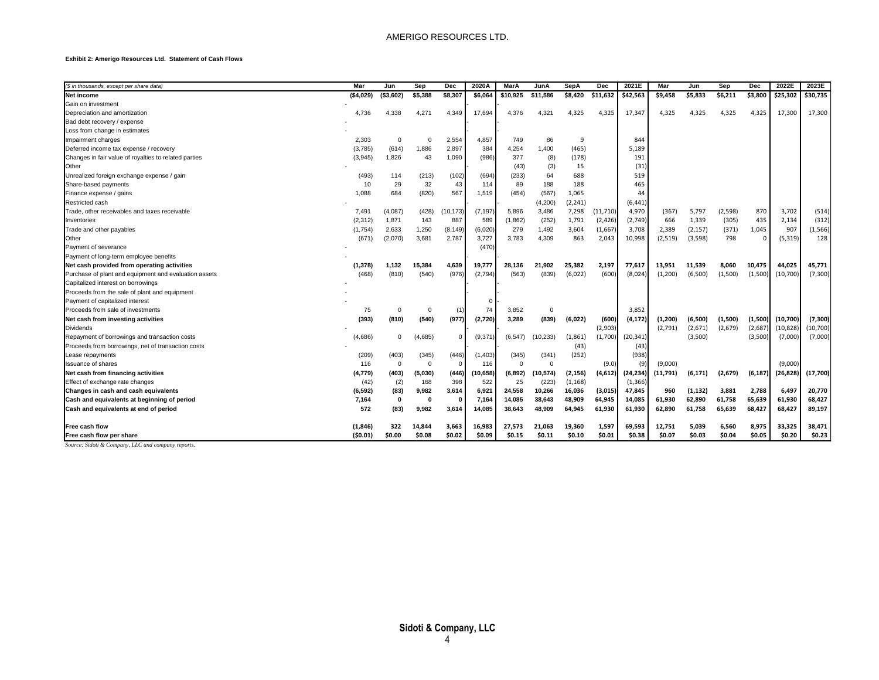**Exhibit 2: Amerigo Resources Ltd. Statement of Cash Flows**

| ($ in thousands, except per share data) | Mar | Jun | Sep | Dec | 2020A | MarA | JunA | SepA | Dec | 2021E | Mar | Jun | Sep | Dec | 2022E | 2023E |
|---|---|---|---|---|---|---|---|---|---|---|---|---|---|---|---|---|
| **Net income** | **($4,029)** | **($3,602)** | **$5,388** | **$8,307** | **$6,064** | **$10,925** | **$11,586** | **$8,420** | **$11,632** | **$42,563** | **$9,458** | **$5,833** | **$6,211** | **$3,800** | **$25,302** | **$30,735** |
| Gain on investment | - | | | | - | - | | | | | | | | | | |
| Depreciation and amortization | 4,736 | 4,338 | 4,271 | 4,349 | 17,694 | 4,376 | 4,321 | 4,325 | 4,325 | 17,347 | 4,325 | 4,325 | 4,325 | 4,325 | 17,300 | 17,300 |
| Bad debt recovery / expense | - | | | | - | - | | | | | | | | | | |
| Loss from change in estimates | - | | | | - | - | | | | | | | | | | |
| Impairment charges | 2,303 | 0 | 0 | 2,554 | 4,857 | 749 | 86 | 9 | | 844 | | | | | | |
| Deferred income tax expense / recovery | (3,785) | (614) | 1,886 | 2,897 | 384 | 4,254 | 1,400 | (465) | | 5,189 | | | | | | |
| Changes in fair value of royalties to related parties | (3,945) | 1,826 | 43 | 1,090 | (986) | 377 | (8) | (178) | | 191 | | | | | | |
| Other | - | | | | - | (43) | (3) | 15 | | (31) | | | | | | |
| Unrealized foreign exchange expense / gain | (493) | 114 | (213) | (102) | (694) | (233) | 64 | 688 | | 519 | | | | | | |
| Share-based payments | 10 | 29 | 32 | 43 | 114 | 89 | 188 | 188 | | 465 | | | | | | |
| Finance expense / gains | 1,088 | 684 | (820) | 567 | 1,519 | (454) | (567) | 1,065 | | 44 | | | | | | |
| Restricted cash | - | | | | - | | (4,200) | (2,241) | | (6,441) | | | | | | |
| Trade, other receivables and taxes receivable | 7,491 | (4,087) | (428) | (10,173) | (7,197) | 5,896 | 3,486 | 7,298 | (11,710) | 4,970 | (367) | 5,797 | (2,598) | 870 | 3,702 | (514) |
| Inventories | (2,312) | 1,871 | 143 | 887 | 589 | (1,862) | (252) | 1,791 | (2,426) | (2,749) | 666 | 1,339 | (305) | 435 | 2,134 | (312) |
| Trade and other payables | (1,754) | 2,633 | 1,250 | (8,149) | (6,020) | 279 | 1,492 | 3,604 | (1,667) | 3,708 | 2,389 | (2,157) | (371) | 1,045 | 907 | (1,566) |
| Other | (671) | (2,070) | 3,681 | 2,787 | 3,727 | 3,783 | 4,309 | 863 | 2,043 | 10,998 | (2,519) | (3,598) | 798 | 0 | (5,319) | 128 |
| Payment of severance | - | | | | (470) | | | | | | | | | | | |
| Payment of long-term employee benefits | - | | | | | | | | | | | | | | | |
| **Net cash provided from operating activities** | **(1,378)** | **1,132** | **15,384** | **4,639** | **19,777** | **28,136** | **21,902** | **25,382** | **2,197** | **77,617** | **13,951** | **11,539** | **8,060** | **10,475** | **44,025** | **45,771** |
| Purchase of plant and equipment and evaluation assets | (468) | (810) | (540) | (976) | (2,794) | (563) | (839) | (6,022) | (600) | (8,024) | (1,200) | (6,500) | (1,500) | (1,500) | (10,700) | (7,300) |
| Capitalized interest on borrowings | - | | | | - | - | | | | | | | | | | |
| Proceeds from the sale of plant and equipment | - | | | | - | - | | | | | | | | | | |
| Payment of capitalized interest | - | | | | 0 | - | | | | | | | | | | |
| Proceeds from sale of investments | 75 | 0 | 0 | (1) | 74 | 3,852 | 0 | | | 3,852 | | | | | | |
| **Net cash from investing activities** | **(393)** | **(810)** | **(540)** | **(977)** | **(2,720)** | **3,289** | **(839)** | **(6,022)** | **(600)** | **(4,172)** | **(1,200)** | **(6,500)** | **(1,500)** | **(1,500)** | **(10,700)** | **(7,300)** |
| Dividends | - | | | | - | - | | | (2,903) | | (2,791) | (2,671) | (2,679) | (2,687) | (10,828) | (10,700) |
| Repayment of borrowings and transaction costs | (4,686) | 0 | (4,685) | 0 | (9,371) | (6,547) | (10,233) | (1,861) | (1,700) | (20,341) | | (3,500) | | (3,500) | (7,000) | (7,000) |
| Proceeds from borrowings, net of transaction costs | - | | | | - | - | | (43) | | (43) | | | | | | |
| Lease repayments | (209) | (403) | (345) | (446) | (1,403) | (345) | (341) | (252) | | (938) | | | | | | |
| Issuance of shares | 116 | 0 | 0 | 0 | 116 | 0 | 0 | | (9.0) | (9) | (9,000) | | | | (9,000) | |
| **Net cash from financing activities** | **(4,779)** | **(403)** | **(5,030)** | **(446)** | **(10,658)** | **(6,892)** | **(10,574)** | **(2,156)** | **(4,612)** | **(24,234)** | **(11,791)** | **(6,171)** | **(2,679)** | **(6,187)** | **(26,828)** | **(17,700)** |
| Effect of exchange rate changes | (42) | (2) | 168 | 398 | 522 | 25 | (223) | (1,168) | | (1,366) | | | | | | |
| **Changes in cash and cash equivalents** | **(6,592)** | **(83)** | **9,982** | **3,614** | **6,921** | **24,558** | **10,266** | **16,036** | **(3,015)** | **47,845** | **960** | **(1,132)** | **3,881** | **2,788** | **6,497** | **20,770** |
| **Cash and equivalents at beginning of period** | **7,164** | **0** | **0** | **0** | **7,164** | **14,085** | **38,643** | **48,909** | **64,945** | **14,085** | **61,930** | **62,890** | **61,758** | **65,639** | **61,930** | **68,427** |
| **Cash and equivalents at end of period** | **572** | **(83)** | **9,982** | **3,614** | **14,085** | **38,643** | **48,909** | **64,945** | **61,930** | **61,930** | **62,890** | **61,758** | **65,639** | **68,427** | **68,427** | **89,197** |
| | | | | | | | | | | | | | | | | |
| **Free cash flow** | **(1,846)** | **322** | **14,844** | **3,663** | **16,983** | **27,573** | **21,063** | **19,360** | **1,597** | **69,593** | **12,751** | **5,039** | **6,560** | **8,975** | **33,325** | **38,471** |
| **Free cash flow per share** | **($0.01)** | **$0.00** | **$0.08** | **$0.02** | **$0.09** | **$0.15** | **$0.11** | **$0.10** | **$0.01** | **$0.38** | **$0.07** | **$0.03** | **$0.04** | **$0.05** | **$0.20** | **$0.23** |

*Source: Sidoti & Company, LLC and company reports.*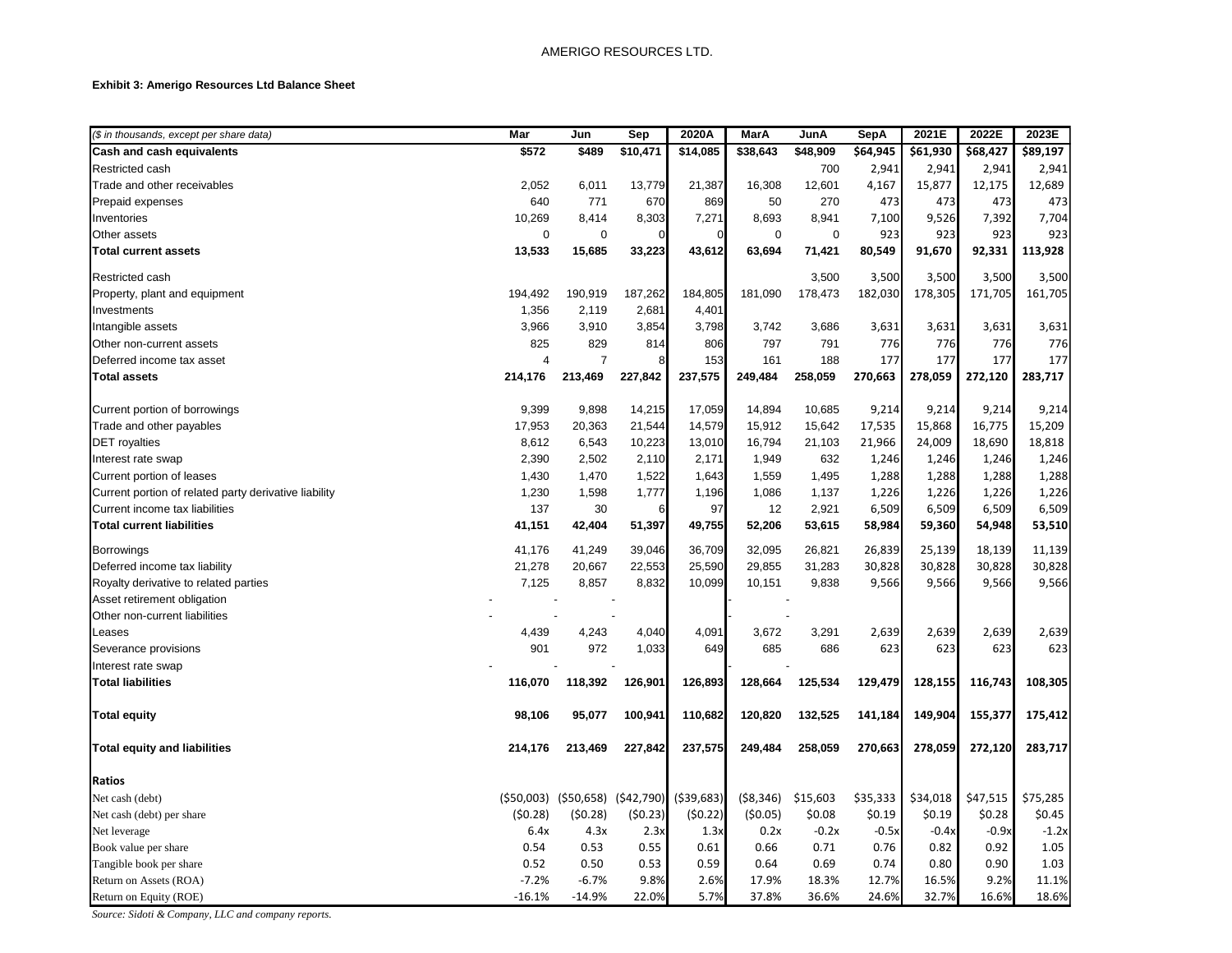AMERIGO RESOURCES LTD.

**Exhibit 3: Amerigo Resources Ltd Balance Sheet**

| *($ in thousands, except per share data)* | Mar | Jun | Sep | 2020A | MarA | JunA | SepA | 2021E | 2022E | 2023E |
|---|---|---|---|---|---|---|---|---|---|---|
| **Cash and cash equivalents** | **$572** | **$489** | **$10,471** | **$14,085** | **$38,643** | **$48,909** | **$64,945** | **$61,930** | **$68,427** | **$89,197** |
| Restricted cash | | | | | | 700 | 2,941 | 2,941 | 2,941 | 2,941 |
| Trade and other receivables | 2,052 | 6,011 | 13,779 | 21,387 | 16,308 | 12,601 | 4,167 | 15,877 | 12,175 | 12,689 |
| Prepaid expenses | 640 | 771 | 670 | 869 | 50 | 270 | 473 | 473 | 473 | 473 |
| Inventories | 10,269 | 8,414 | 8,303 | 7,271 | 8,693 | 8,941 | 7,100 | 9,526 | 7,392 | 7,704 |
| Other assets | 0 | 0 | 0 | 0 | 0 | 0 | 923 | 923 | 923 | 923 |
| **Total current assets** | **13,533** | **15,685** | **33,223** | **43,612** | **63,694** | **71,421** | **80,549** | **91,670** | **92,331** | **113,928** |
| Restricted cash | | | | | | 3,500 | 3,500 | 3,500 | 3,500 | 3,500 |
| Property, plant and equipment | 194,492 | 190,919 | 187,262 | 184,805 | 181,090 | 178,473 | 182,030 | 178,305 | 171,705 | 161,705 |
| Investments | 1,356 | 2,119 | 2,681 | 4,401 | | | | | | |
| Intangible assets | 3,966 | 3,910 | 3,854 | 3,798 | 3,742 | 3,686 | 3,631 | 3,631 | 3,631 | 3,631 |
| Other non-current assets | 825 | 829 | 814 | 806 | 797 | 791 | 776 | 776 | 776 | 776 |
| Deferred income tax asset | 4 | 7 | 8 | 153 | 161 | 188 | 177 | 177 | 177 | 177 |
| **Total assets** | **214,176** | **213,469** | **227,842** | **237,575** | **249,484** | **258,059** | **270,663** | **278,059** | **272,120** | **283,717** |
| Current portion of borrowings | 9,399 | 9,898 | 14,215 | 17,059 | 14,894 | 10,685 | 9,214 | 9,214 | 9,214 | 9,214 |
| Trade and other payables | 17,953 | 20,363 | 21,544 | 14,579 | 15,912 | 15,642 | 17,535 | 15,868 | 16,775 | 15,209 |
| DET royalties | 8,612 | 6,543 | 10,223 | 13,010 | 16,794 | 21,103 | 21,966 | 24,009 | 18,690 | 18,818 |
| Interest rate swap | 2,390 | 2,502 | 2,110 | 2,171 | 1,949 | 632 | 1,246 | 1,246 | 1,246 | 1,246 |
| Current portion of leases | 1,430 | 1,470 | 1,522 | 1,643 | 1,559 | 1,495 | 1,288 | 1,288 | 1,288 | 1,288 |
| Current portion of related party derivative liability | 1,230 | 1,598 | 1,777 | 1,196 | 1,086 | 1,137 | 1,226 | 1,226 | 1,226 | 1,226 |
| Current income tax liabilities | 137 | 30 | 6 | 97 | 12 | 2,921 | 6,509 | 6,509 | 6,509 | 6,509 |
| **Total current liabilities** | **41,151** | **42,404** | **51,397** | **49,755** | **52,206** | **53,615** | **58,984** | **59,360** | **54,948** | **53,510** |
| Borrowings | 41,176 | 41,249 | 39,046 | 36,709 | 32,095 | 26,821 | 26,839 | 25,139 | 18,139 | 11,139 |
| Deferred income tax liability | 21,278 | 20,667 | 22,553 | 25,590 | 29,855 | 31,283 | 30,828 | 30,828 | 30,828 | 30,828 |
| Royalty derivative to related parties | 7,125 | 8,857 | 8,832 | 10,099 | 10,151 | 9,838 | 9,566 | 9,566 | 9,566 | 9,566 |
| Asset retirement obligation | - | - | - | | - | - | | | | |
| Other non-current liabilities | - | - | - | | - | - | | | | |
| Leases | 4,439 | 4,243 | 4,040 | 4,091 | 3,672 | 3,291 | 2,639 | 2,639 | 2,639 | 2,639 |
| Severance provisions | 901 | 972 | 1,033 | 649 | 685 | 686 | 623 | 623 | 623 | 623 |
| Interest rate swap | - | - | - | | - | - | | | | |
| **Total liabilities** | **116,070** | **118,392** | **126,901** | **126,893** | **128,664** | **125,534** | **129,479** | **128,155** | **116,743** | **108,305** |
| **Total equity** | **98,106** | **95,077** | **100,941** | **110,682** | **120,820** | **132,525** | **141,184** | **149,904** | **155,377** | **175,412** |
| **Total equity and liabilities** | **214,176** | **213,469** | **227,842** | **237,575** | **249,484** | **258,059** | **270,663** | **278,059** | **272,120** | **283,717** |
| **Ratios** | | | | | | | | | | |
| Net cash (debt) | ($50,003) | ($50,658) | ($42,790) | ($39,683) | ($8,346) | $15,603 | $35,333 | $34,018 | $47,515 | $75,285 |
| Net cash (debt) per share | ($0.28) | ($0.28) | ($0.23) | ($0.22) | ($0.05) | $0.08 | $0.19 | $0.19 | $0.28 | $0.45 |
| Net leverage | 6.4x | 4.3x | 2.3x | 1.3x | 0.2x | -0.2x | -0.5x | -0.4x | -0.9x | -1.2x |
| Book value per share | 0.54 | 0.53 | 0.55 | 0.61 | 0.66 | 0.71 | 0.76 | 0.82 | 0.92 | 1.05 |
| Tangible book per share | 0.52 | 0.50 | 0.53 | 0.59 | 0.64 | 0.69 | 0.74 | 0.80 | 0.90 | 1.03 |
| Return on Assets (ROA) | -7.2% | -6.7% | 9.8% | 2.6% | 17.9% | 18.3% | 12.7% | 16.5% | 9.2% | 11.1% |
| Return on Equity (ROE) | -16.1% | -14.9% | 22.0% | 5.7% | 37.8% | 36.6% | 24.6% | 32.7% | 16.6% | 18.6% |

*Source: Sidoti & Company, LLC and company reports.*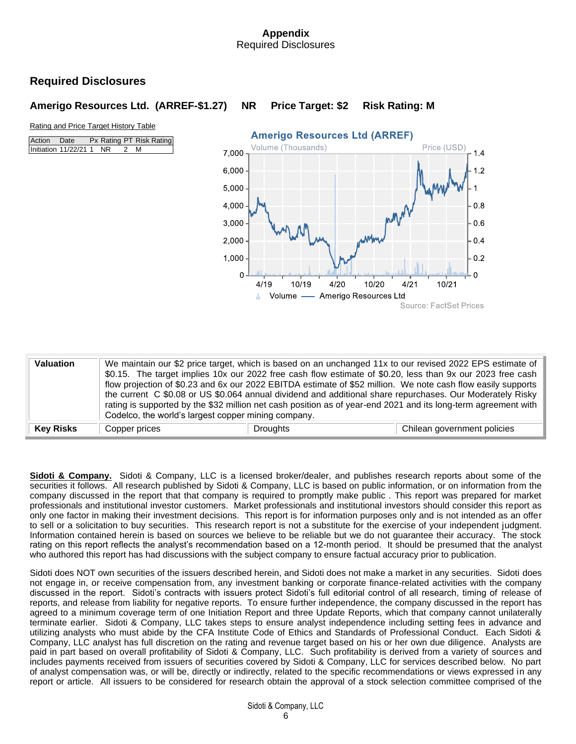## Appendix
Required Disclosures

## Required Disclosures

### Amerigo Resources Ltd. (ARREF-$1.27) NR Price Target: $2 Risk Rating: M

Rating and Price Target History Table

| Action | Date | Px | Rating | PT | Risk Rating |
|---|---|---|---|---|---|
| Initiation | 11/22/21 | 1 | NR | 2 | M |

| | | | |
|---|---|---|---|
| **Valuation** | We maintain our $2 price target, which is based on an unchanged 11x to our revised 2022 EPS estimate of $0.15. The target implies 10x our 2022 free cash flow estimate of $0.20, less than 9x our 2023 free cash flow projection of $0.23 and 6x our 2022 EBITDA estimate of $52 million. We note cash flow easily supports the current C $0.08 or US $0.064 annual dividend and additional share repurchases. Our Moderately Risky rating is supported by the $32 million net cash position as of year-end 2021 and its long-term agreement with Codelco, the world's largest copper mining company. | | |
| **Key Risks** | Copper prices | Droughts | Chilean government policies |

**Sidoti & Company.** Sidoti & Company, LLC is a licensed broker/dealer, and publishes research reports about some of the securities it follows. All research published by Sidoti & Company, LLC is based on public information, or on information from the company discussed in the report that that company is required to promptly make public . This report was prepared for market professionals and institutional investor customers. Market professionals and institutional investors should consider this report as only one factor in making their investment decisions. This report is for information purposes only and is not intended as an offer to sell or a solicitation to buy securities. This research report is not a substitute for the exercise of your independent judgment. Information contained herein is based on sources we believe to be reliable but we do not guarantee their accuracy. The stock rating on this report reflects the analyst's recommendation based on a 12-month period. It should be presumed that the analyst who authored this report has had discussions with the subject company to ensure factual accuracy prior to publication.

Sidoti does NOT own securities of the issuers described herein, and Sidoti does not make a market in any securities. Sidoti does not engage in, or receive compensation from, any investment banking or corporate finance-related activities with the company discussed in the report. Sidoti's contracts with issuers protect Sidoti's full editorial control of all research, timing of release of reports, and release from liability for negative reports. To ensure further independence, the company discussed in the report has agreed to a minimum coverage term of one Initiation Report and three Update Reports, which that company cannot unilaterally terminate earlier. Sidoti & Company, LLC takes steps to ensure analyst independence including setting fees in advance and utilizing analysts who must abide by the CFA Institute Code of Ethics and Standards of Professional Conduct. Each Sidoti & Company, LLC analyst has full discretion on the rating and revenue target based on his or her own due diligence. Analysts are paid in part based on overall profitability of Sidoti & Company, LLC. Such profitability is derived from a variety of sources and includes payments received from issuers of securities covered by Sidoti & Company, LLC for services described below. No part of analyst compensation was, or will be, directly or indirectly, related to the specific recommendations or views expressed in any report or article. All issuers to be considered for research obtain the approval of a stock selection committee comprised of the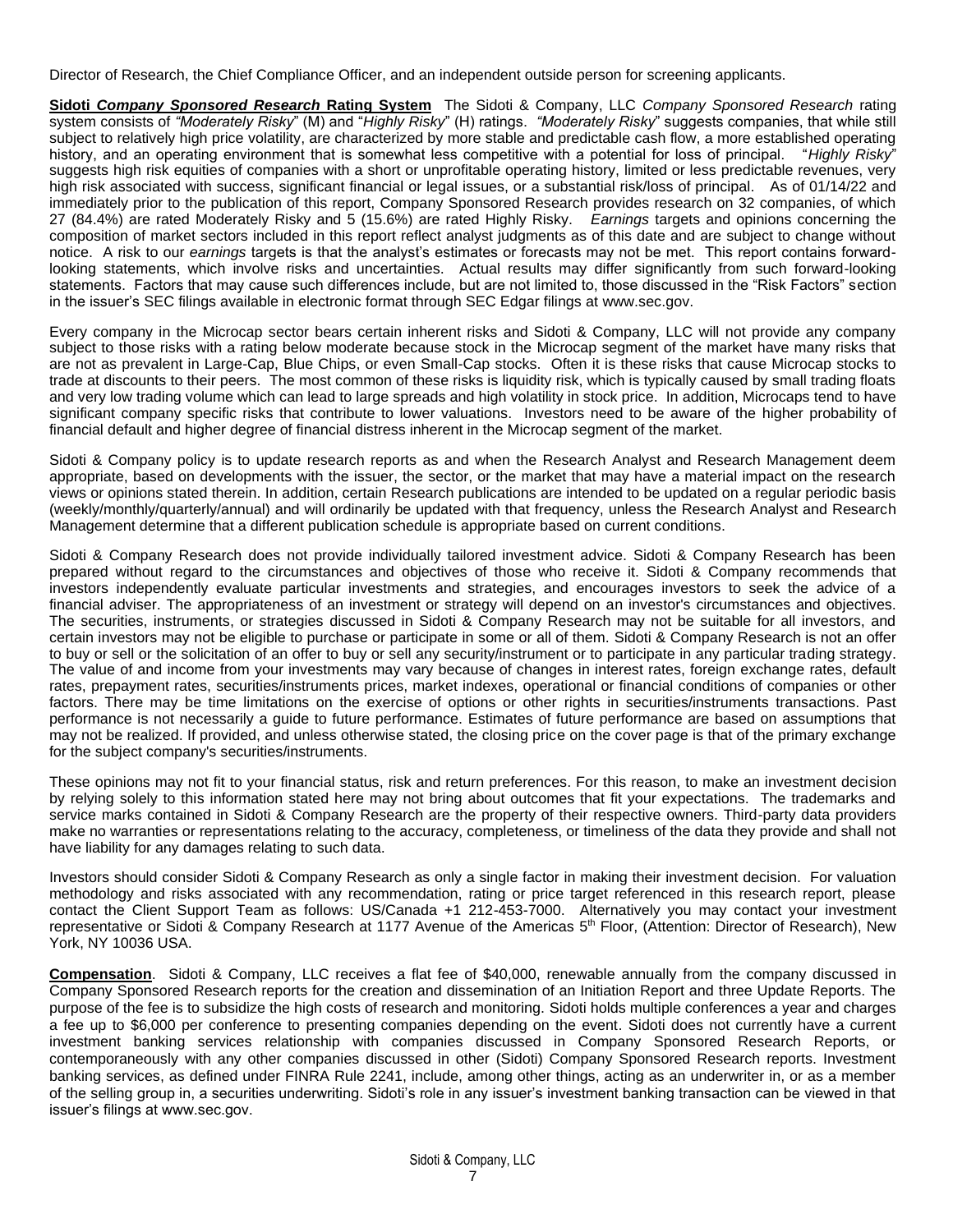Director of Research, the Chief Compliance Officer, and an independent outside person for screening applicants.

**Sidoti *Company Sponsored Research* Rating System** The Sidoti & Company, LLC *Company Sponsored Research* rating system consists of *"Moderately Risky*" (M) and "*Highly Risky*" (H) ratings. *"Moderately Risky*" suggests companies, that while still subject to relatively high price volatility, are characterized by more stable and predictable cash flow, a more established operating history, and an operating environment that is somewhat less competitive with a potential for loss of principal. "*Highly Risky*" suggests high risk equities of companies with a short or unprofitable operating history, limited or less predictable revenues, very high risk associated with success, significant financial or legal issues, or a substantial risk/loss of principal. As of 01/14/22 and immediately prior to the publication of this report, Company Sponsored Research provides research on 32 companies, of which 27 (84.4%) are rated Moderately Risky and 5 (15.6%) are rated Highly Risky. *Earnings* targets and opinions concerning the composition of market sectors included in this report reflect analyst judgments as of this date and are subject to change without notice. A risk to our *earnings* targets is that the analyst's estimates or forecasts may not be met. This report contains forward-looking statements, which involve risks and uncertainties. Actual results may differ significantly from such forward-looking statements. Factors that may cause such differences include, but are not limited to, those discussed in the "Risk Factors" section in the issuer's SEC filings available in electronic format through SEC Edgar filings at www.sec.gov.

Every company in the Microcap sector bears certain inherent risks and Sidoti & Company, LLC will not provide any company subject to those risks with a rating below moderate because stock in the Microcap segment of the market have many risks that are not as prevalent in Large-Cap, Blue Chips, or even Small-Cap stocks. Often it is these risks that cause Microcap stocks to trade at discounts to their peers. The most common of these risks is liquidity risk, which is typically caused by small trading floats and very low trading volume which can lead to large spreads and high volatility in stock price. In addition, Microcaps tend to have significant company specific risks that contribute to lower valuations. Investors need to be aware of the higher probability of financial default and higher degree of financial distress inherent in the Microcap segment of the market.

Sidoti & Company policy is to update research reports as and when the Research Analyst and Research Management deem appropriate, based on developments with the issuer, the sector, or the market that may have a material impact on the research views or opinions stated therein. In addition, certain Research publications are intended to be updated on a regular periodic basis (weekly/monthly/quarterly/annual) and will ordinarily be updated with that frequency, unless the Research Analyst and Research Management determine that a different publication schedule is appropriate based on current conditions.

Sidoti & Company Research does not provide individually tailored investment advice. Sidoti & Company Research has been prepared without regard to the circumstances and objectives of those who receive it. Sidoti & Company recommends that investors independently evaluate particular investments and strategies, and encourages investors to seek the advice of a financial adviser. The appropriateness of an investment or strategy will depend on an investor's circumstances and objectives. The securities, instruments, or strategies discussed in Sidoti & Company Research may not be suitable for all investors, and certain investors may not be eligible to purchase or participate in some or all of them. Sidoti & Company Research is not an offer to buy or sell or the solicitation of an offer to buy or sell any security/instrument or to participate in any particular trading strategy. The value of and income from your investments may vary because of changes in interest rates, foreign exchange rates, default rates, prepayment rates, securities/instruments prices, market indexes, operational or financial conditions of companies or other factors. There may be time limitations on the exercise of options or other rights in securities/instruments transactions. Past performance is not necessarily a guide to future performance. Estimates of future performance are based on assumptions that may not be realized. If provided, and unless otherwise stated, the closing price on the cover page is that of the primary exchange for the subject company's securities/instruments.

These opinions may not fit to your financial status, risk and return preferences. For this reason, to make an investment decision by relying solely to this information stated here may not bring about outcomes that fit your expectations. The trademarks and service marks contained in Sidoti & Company Research are the property of their respective owners. Third-party data providers make no warranties or representations relating to the accuracy, completeness, or timeliness of the data they provide and shall not have liability for any damages relating to such data.

Investors should consider Sidoti & Company Research as only a single factor in making their investment decision. For valuation methodology and risks associated with any recommendation, rating or price target referenced in this research report, please contact the Client Support Team as follows: US/Canada +1 212-453-7000. Alternatively you may contact your investment representative or Sidoti & Company Research at 1177 Avenue of the Americas 5th Floor, (Attention: Director of Research), New York, NY 10036 USA.

**Compensation**. Sidoti & Company, LLC receives a flat fee of $40,000, renewable annually from the company discussed in Company Sponsored Research reports for the creation and dissemination of an Initiation Report and three Update Reports. The purpose of the fee is to subsidize the high costs of research and monitoring. Sidoti holds multiple conferences a year and charges a fee up to $6,000 per conference to presenting companies depending on the event. Sidoti does not currently have a current investment banking services relationship with companies discussed in Company Sponsored Research Reports, or contemporaneously with any other companies discussed in other (Sidoti) Company Sponsored Research reports. Investment banking services, as defined under FINRA Rule 2241, include, among other things, acting as an underwriter in, or as a member of the selling group in, a securities underwriting. Sidoti's role in any issuer's investment banking transaction can be viewed in that issuer's filings at www.sec.gov.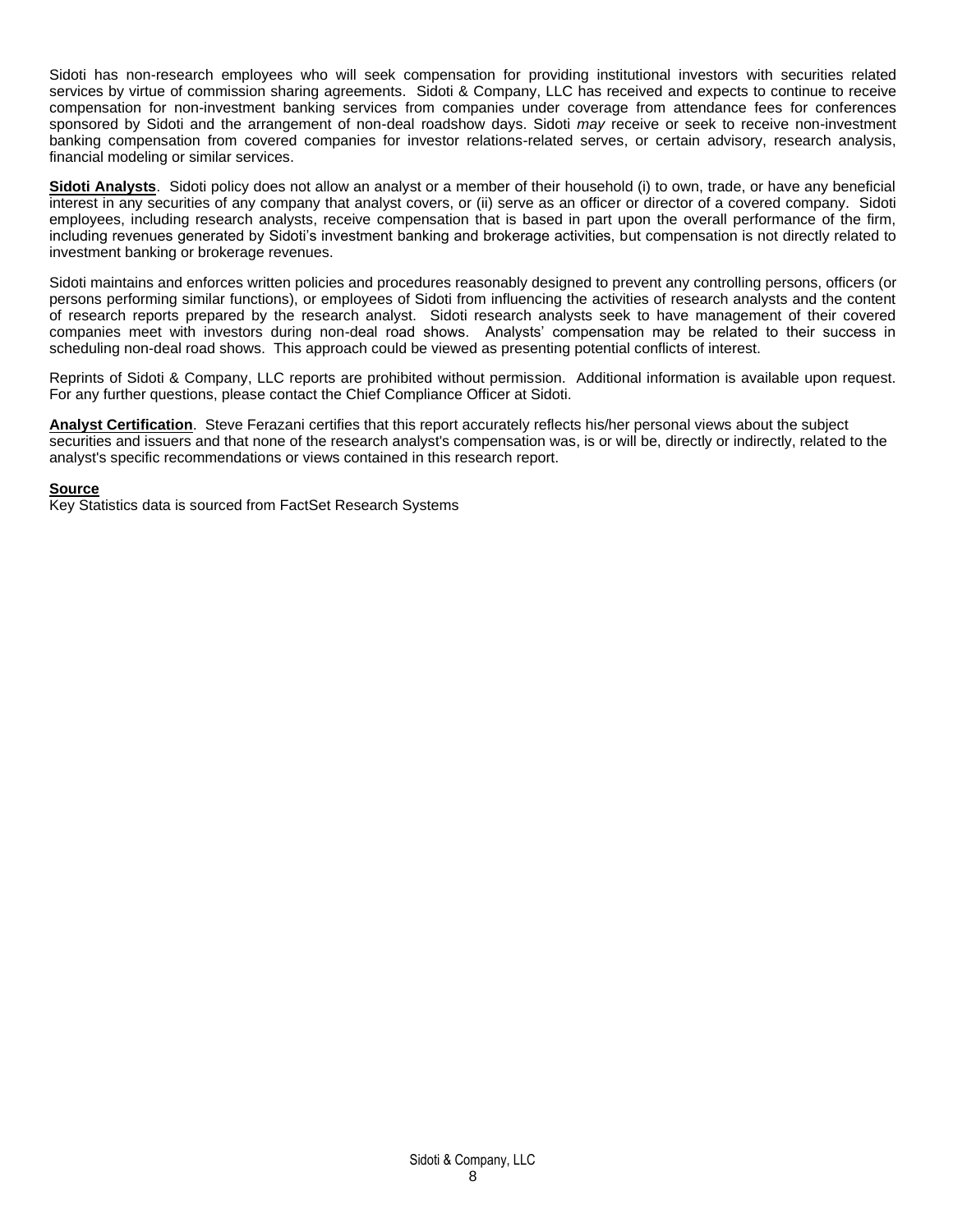Sidoti has non-research employees who will seek compensation for providing institutional investors with securities related services by virtue of commission sharing agreements. Sidoti & Company, LLC has received and expects to continue to receive compensation for non-investment banking services from companies under coverage from attendance fees for conferences sponsored by Sidoti and the arrangement of non-deal roadshow days. Sidoti *may* receive or seek to receive non-investment banking compensation from covered companies for investor relations-related serves, or certain advisory, research analysis, financial modeling or similar services.

**Sidoti Analysts**. Sidoti policy does not allow an analyst or a member of their household (i) to own, trade, or have any beneficial interest in any securities of any company that analyst covers, or (ii) serve as an officer or director of a covered company. Sidoti employees, including research analysts, receive compensation that is based in part upon the overall performance of the firm, including revenues generated by Sidoti's investment banking and brokerage activities, but compensation is not directly related to investment banking or brokerage revenues.

Sidoti maintains and enforces written policies and procedures reasonably designed to prevent any controlling persons, officers (or persons performing similar functions), or employees of Sidoti from influencing the activities of research analysts and the content of research reports prepared by the research analyst. Sidoti research analysts seek to have management of their covered companies meet with investors during non-deal road shows. Analysts' compensation may be related to their success in scheduling non-deal road shows. This approach could be viewed as presenting potential conflicts of interest.

Reprints of Sidoti & Company, LLC reports are prohibited without permission. Additional information is available upon request. For any further questions, please contact the Chief Compliance Officer at Sidoti.

**Analyst Certification**. Steve Ferazani certifies that this report accurately reflects his/her personal views about the subject securities and issuers and that none of the research analyst's compensation was, is or will be, directly or indirectly, related to the analyst's specific recommendations or views contained in this research report.

**Source**

Key Statistics data is sourced from FactSet Research Systems